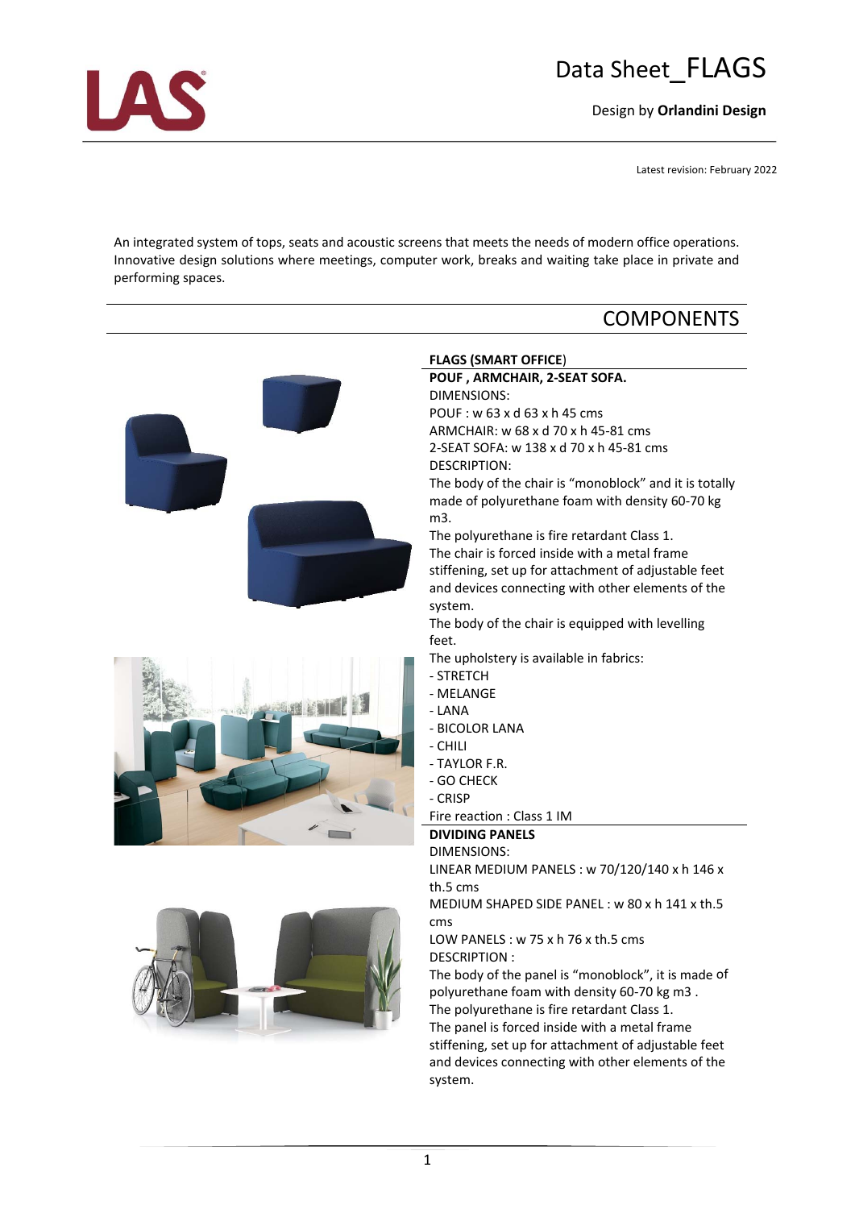# Data Sheet_FLAGS

Design by **Orlandini Design**

Latest revision: February 2022

An integrated system of tops, seats and acoustic screens that meets the needs of modern office operations. Innovative design solutions where meetings, computer work, breaks and waiting take place in private and performing spaces.

## COMPONENTS

**FLAGS (SMART OFFICE)**

**POUF , ARMCHAIR, 2-SEAT SOFA.**

DIMENSIONS:

POUF : w 63 x d 63 x h 45 cms

ARMCHAIR: w 68 x d 70 x h 45-81 cms

2-SEAT SOFA: w 138 x d 70 x h 45-81 cms

DESCRIPTION:

The body of the chair is "monoblock" and it is totally made of polyurethane foam with density 60-70 kg m3.

The polyurethane is fire retardant Class 1.

The chair is forced inside with a metal frame stiffening, set up for attachment of adjustable feet and devices connecting with other elements of the system.

The body of the chair is equipped with levelling feet.

The upholstery is available in fabrics:

- STRETCH
- MELANGE
- LANA
- BICOLOR LANA
- CHILI
- TAYLOR F.R.
- GO CHECK
- CRISP

Fire reaction : Class 1 IM

**DIVIDING PANELS**

DIMENSIONS:

LINEAR MEDIUM PANELS : w 70/120/140 x h 146 x th.5 cms

MEDIUM SHAPED SIDE PANEL : w 80 x h 141 x th.5 cms

LOW PANELS : w 75 x h 76 x th.5 cms

DESCRIPTION :

The body of the panel is "monoblock", it is made of polyurethane foam with density 60-70 kg m3 .

The polyurethane is fire retardant Class 1.

The panel is forced inside with a metal frame stiffening, set up for attachment of adjustable feet and devices connecting with other elements of the system.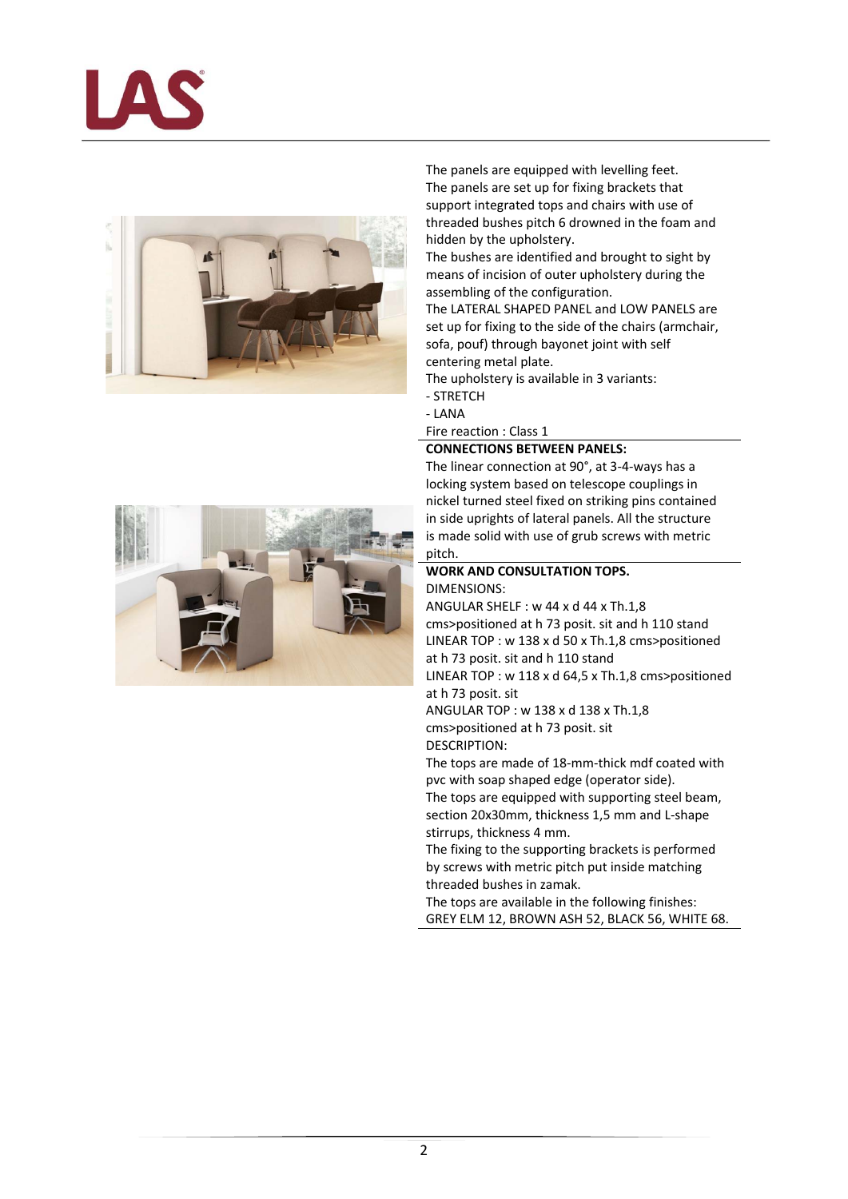The panels are equipped with levelling feet.
The panels are set up for fixing brackets that support integrated tops and chairs with use of threaded bushes pitch 6 drowned in the foam and hidden by the upholstery.
The bushes are identified and brought to sight by means of incision of outer upholstery during the assembling of the configuration.
The LATERAL SHAPED PANEL and LOW PANELS are set up for fixing to the side of the chairs (armchair, sofa, pouf) through bayonet joint with self centering metal plate.
The upholstery is available in 3 variants:

- STRETCH
- LANA

Fire reaction : Class 1

**CONNECTIONS BETWEEN PANELS:**

The linear connection at 90°, at 3-4-ways has a locking system based on telescope couplings in nickel turned steel fixed on striking pins contained in side uprights of lateral panels. All the structure is made solid with use of grub screws with metric pitch.

**WORK AND CONSULTATION TOPS.**

DIMENSIONS:
ANGULAR SHELF : w 44 x d 44 x Th.1,8 cms>positioned at h 73 posit. sit and h 110 stand
LINEAR TOP : w 138 x d 50 x Th.1,8 cms>positioned at h 73 posit. sit and h 110 stand
LINEAR TOP : w 118 x d 64,5 x Th.1,8 cms>positioned at h 73 posit. sit
ANGULAR TOP : w 138 x d 138 x Th.1,8 cms>positioned at h 73 posit. sit
DESCRIPTION:
The tops are made of 18-mm-thick mdf coated with pvc with soap shaped edge (operator side).
The tops are equipped with supporting steel beam, section 20x30mm, thickness 1,5 mm and L-shape stirrups, thickness 4 mm.
The fixing to the supporting brackets is performed by screws with metric pitch put inside matching threaded bushes in zamak.
The tops are available in the following finishes: GREY ELM 12, BROWN ASH 52, BLACK 56, WHITE 68.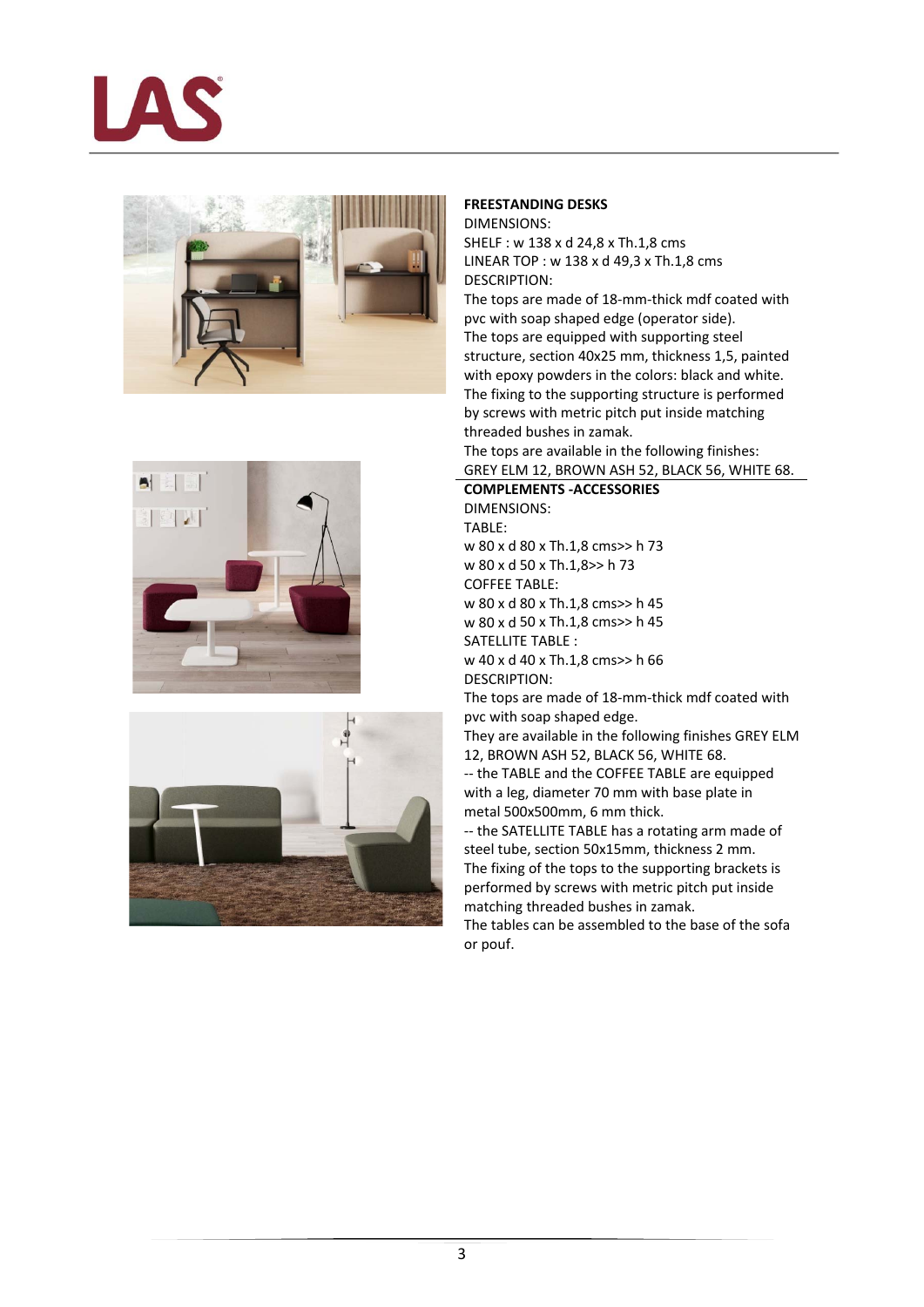**FREESTANDING DESKS**

DIMENSIONS:

SHELF : w 138 x d 24,8 x Th.1,8 cms

LINEAR TOP : w 138 x d 49,3 x Th.1,8 cms

DESCRIPTION:

The tops are made of 18-mm-thick mdf coated with pvc with soap shaped edge (operator side).

The tops are equipped with supporting steel structure, section 40x25 mm, thickness 1,5, painted with epoxy powders in the colors: black and white.

The fixing to the supporting structure is performed by screws with metric pitch put inside matching threaded bushes in zamak.

The tops are available in the following finishes: GREY ELM 12, BROWN ASH 52, BLACK 56, WHITE 68.

**COMPLEMENTS -ACCESSORIES**

DIMENSIONS:

TABLE:

w 80 x d 80 x Th.1,8 cms>> h 73

w 80 x d 50 x Th.1,8>> h 73

COFFEE TABLE:

w 80 x d 80 x Th.1,8 cms>> h 45

w 80 x d 50 x Th.1,8 cms>> h 45

SATELLITE TABLE :

w 40 x d 40 x Th.1,8 cms>> h 66

DESCRIPTION:

The tops are made of 18-mm-thick mdf coated with pvc with soap shaped edge.

They are available in the following finishes GREY ELM 12, BROWN ASH 52, BLACK 56, WHITE 68.

-- the TABLE and the COFFEE TABLE are equipped with a leg, diameter 70 mm with base plate in metal 500x500mm, 6 mm thick.

-- the SATELLITE TABLE has a rotating arm made of steel tube, section 50x15mm, thickness 2 mm.

The fixing of the tops to the supporting brackets is performed by screws with metric pitch put inside matching threaded bushes in zamak.

The tables can be assembled to the base of the sofa or pouf.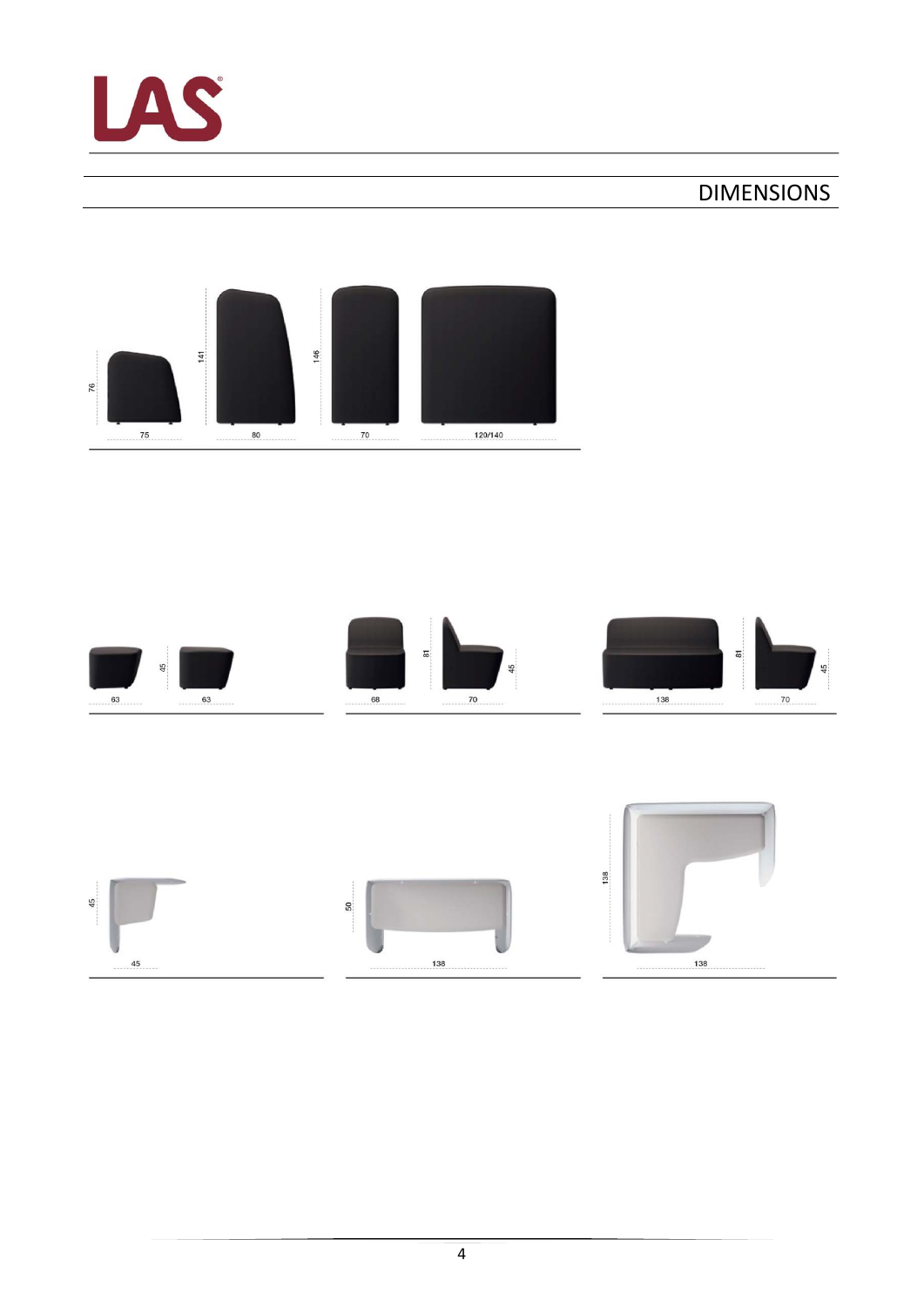# DIMENSIONS

76 | 75

141 | 80

146 | 70

120/140

63 | 45 | 63

68 | 81 | 70 | 45

138 | 81 | 70 | 45

45 | 45

50 | 138

138 | 138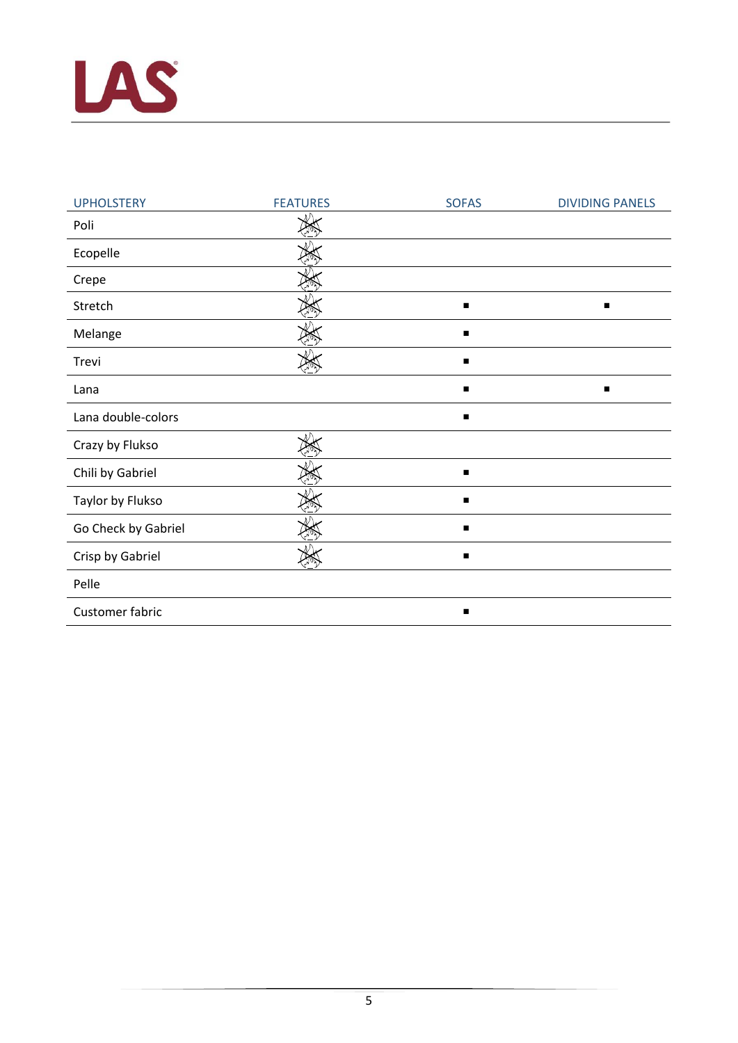| UPHOLSTERY | FEATURES | SOFAS | DIVIDING PANELS |
|---|---|---|---|
| Poli | | | |
| Ecopelle | | | |
| Crepe | | | |
| Stretch | | ■ | ■ |
| Melange | | ■ | |
| Trevi | | ■ | |
| Lana | | ■ | ■ |
| Lana double-colors | | ■ | |
| Crazy by Flukso | | | |
| Chili by Gabriel | | ■ | |
| Taylor by Flukso | | ■ | |
| Go Check by Gabriel | | ■ | |
| Crisp by Gabriel | | ■ | |
| Pelle | | | |
| Customer fabric | | ■ | |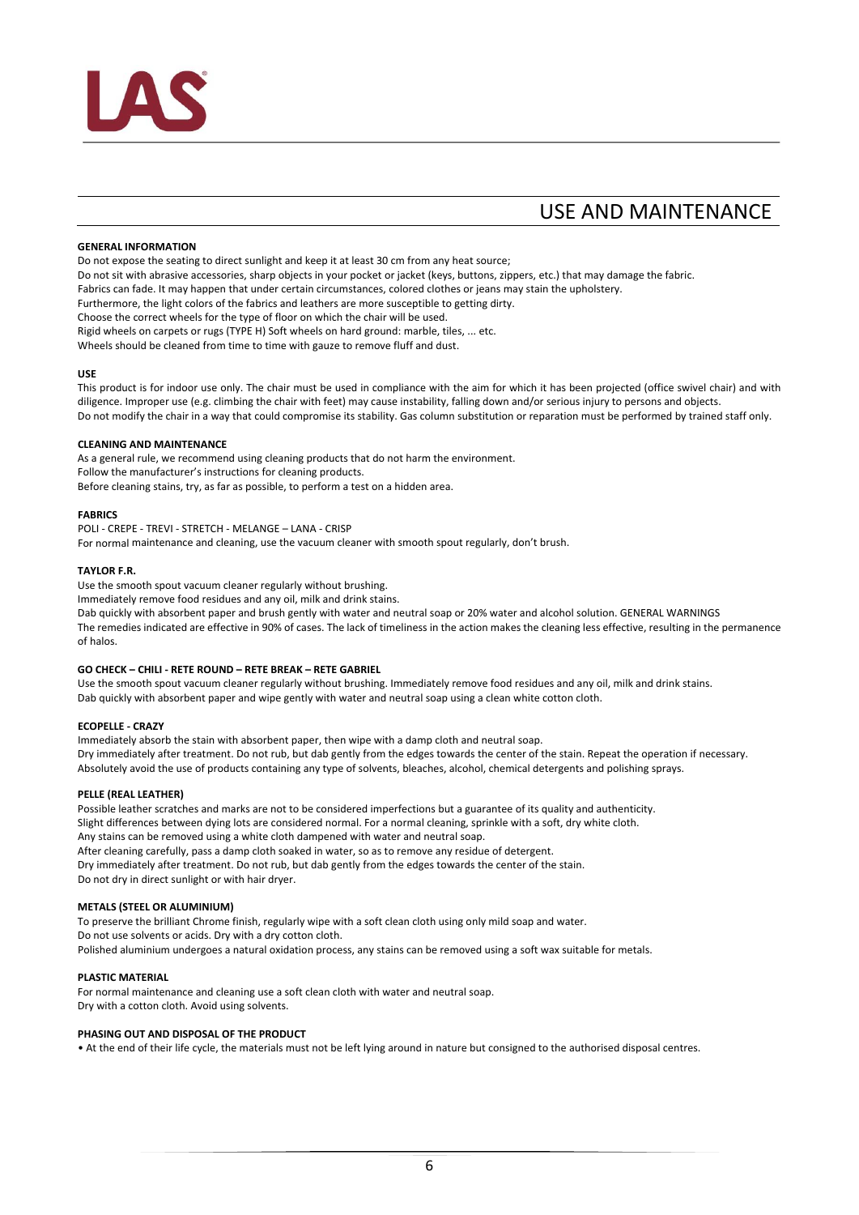# USE AND MAINTENANCE

**GENERAL INFORMATION**

Do not expose the seating to direct sunlight and keep it at least 30 cm from any heat source;
Do not sit with abrasive accessories, sharp objects in your pocket or jacket (keys, buttons, zippers, etc.) that may damage the fabric.
Fabrics can fade. It may happen that under certain circumstances, colored clothes or jeans may stain the upholstery.
Furthermore, the light colors of the fabrics and leathers are more susceptible to getting dirty.
Choose the correct wheels for the type of floor on which the chair will be used.
Rigid wheels on carpets or rugs (TYPE H) Soft wheels on hard ground: marble, tiles, ... etc.
Wheels should be cleaned from time to time with gauze to remove fluff and dust.

**USE**

This product is for indoor use only. The chair must be used in compliance with the aim for which it has been projected (office swivel chair) and with diligence. Improper use (e.g. climbing the chair with feet) may cause instability, falling down and/or serious injury to persons and objects.
Do not modify the chair in a way that could compromise its stability. Gas column substitution or reparation must be performed by trained staff only.

**CLEANING AND MAINTENANCE**

As a general rule, we recommend using cleaning products that do not harm the environment.
Follow the manufacturer's instructions for cleaning products.
Before cleaning stains, try, as far as possible, to perform a test on a hidden area.

**FABRICS**

POLI - CREPE - TREVI - STRETCH - MELANGE – LANA - CRISP
For normal maintenance and cleaning, use the vacuum cleaner with smooth spout regularly, don't brush.

**TAYLOR F.R.**

Use the smooth spout vacuum cleaner regularly without brushing.
Immediately remove food residues and any oil, milk and drink stains.
Dab quickly with absorbent paper and brush gently with water and neutral soap or 20% water and alcohol solution. GENERAL WARNINGS
The remedies indicated are effective in 90% of cases. The lack of timeliness in the action makes the cleaning less effective, resulting in the permanence of halos.

**GO CHECK – CHILI - RETE ROUND – RETE BREAK – RETE GABRIEL**

Use the smooth spout vacuum cleaner regularly without brushing. Immediately remove food residues and any oil, milk and drink stains.
Dab quickly with absorbent paper and wipe gently with water and neutral soap using a clean white cotton cloth.

**ECOPELLE - CRAZY**

Immediately absorb the stain with absorbent paper, then wipe with a damp cloth and neutral soap.
Dry immediately after treatment. Do not rub, but dab gently from the edges towards the center of the stain. Repeat the operation if necessary.
Absolutely avoid the use of products containing any type of solvents, bleaches, alcohol, chemical detergents and polishing sprays.

**PELLE (REAL LEATHER)**

Possible leather scratches and marks are not to be considered imperfections but a guarantee of its quality and authenticity.
Slight differences between dying lots are considered normal. For a normal cleaning, sprinkle with a soft, dry white cloth.
Any stains can be removed using a white cloth dampened with water and neutral soap.
After cleaning carefully, pass a damp cloth soaked in water, so as to remove any residue of detergent.
Dry immediately after treatment. Do not rub, but dab gently from the edges towards the center of the stain.
Do not dry in direct sunlight or with hair dryer.

**METALS (STEEL OR ALUMINIUM)**

To preserve the brilliant Chrome finish, regularly wipe with a soft clean cloth using only mild soap and water.
Do not use solvents or acids. Dry with a dry cotton cloth.
Polished aluminium undergoes a natural oxidation process, any stains can be removed using a soft wax suitable for metals.

**PLASTIC MATERIAL**

For normal maintenance and cleaning use a soft clean cloth with water and neutral soap.
Dry with a cotton cloth. Avoid using solvents.

**PHASING OUT AND DISPOSAL OF THE PRODUCT**

- At the end of their life cycle, the materials must not be left lying around in nature but consigned to the authorised disposal centres.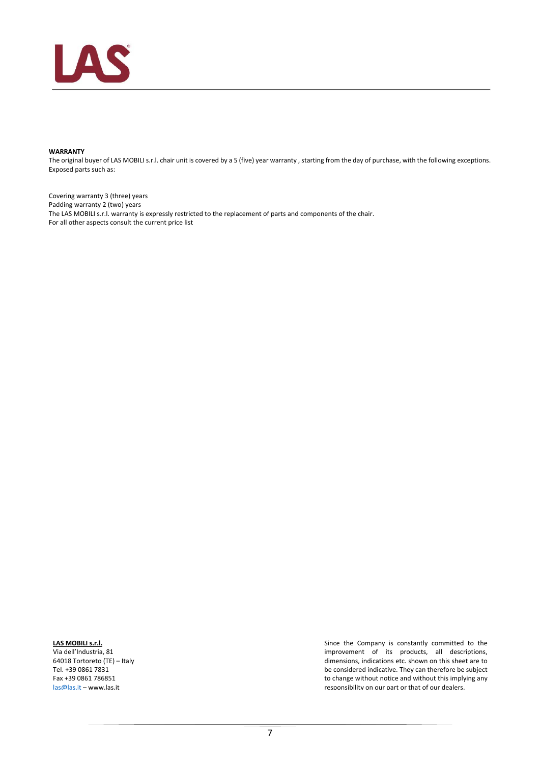**WARRANTY**

The original buyer of LAS MOBILI s.r.l. chair unit is covered by a 5 (five) year warranty , starting from the day of purchase, with the following exceptions. Exposed parts such as:

Covering warranty 3 (three) years
Padding warranty 2 (two) years
The LAS MOBILI s.r.l. warranty is expressly restricted to the replacement of parts and components of the chair.
For all other aspects consult the current price list

**LAS MOBILI s.r.l.**
Via dell'Industria, 81
64018 Tortoreto (TE) – Italy
Tel. +39 0861 7831
Fax +39 0861 786851
las@las.it – www.las.it

Since the Company is constantly committed to the improvement of its products, all descriptions, dimensions, indications etc. shown on this sheet are to be considered indicative. They can therefore be subject to change without notice and without this implying any responsibility on our part or that of our dealers.